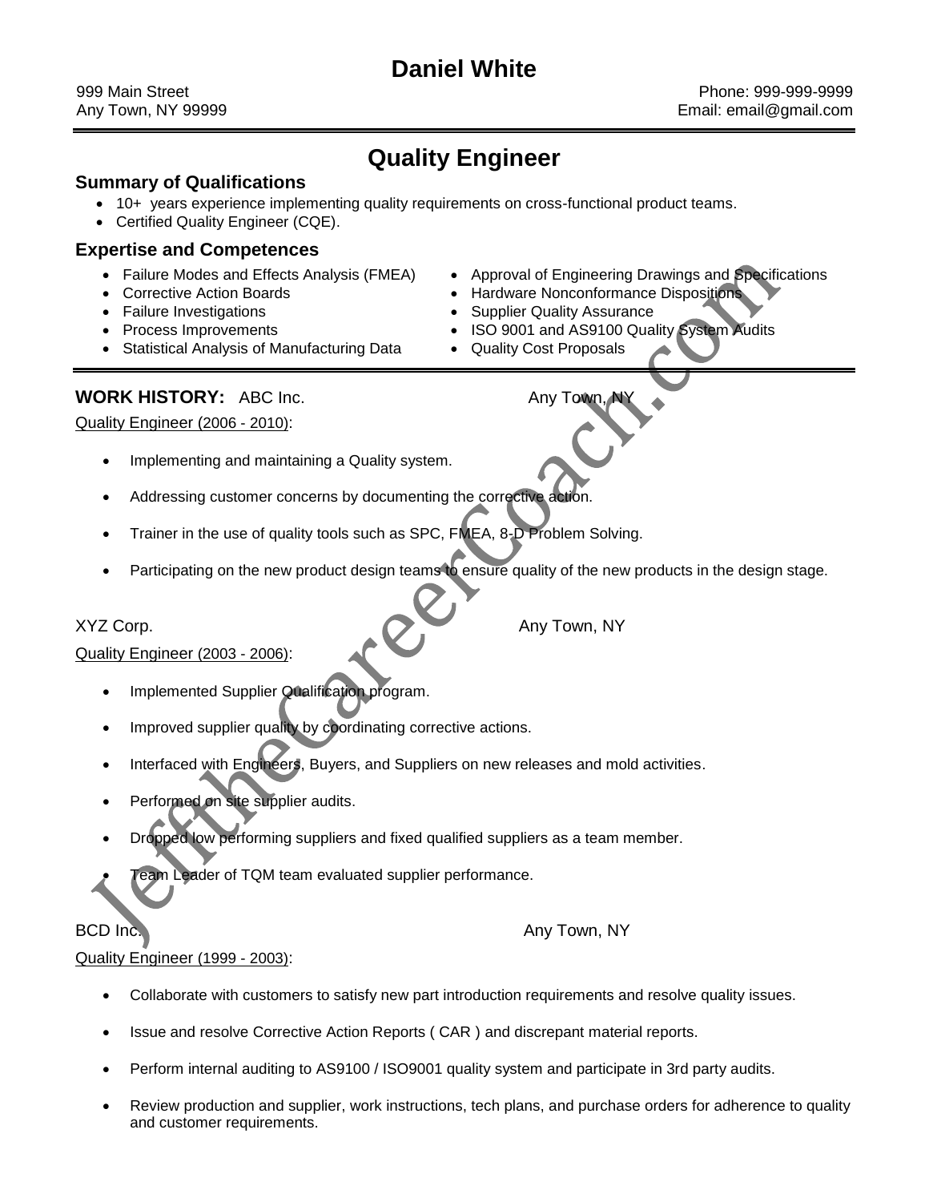# Daniel White

999 Main Street
Any Town, NY 99999

Phone: 999-999-9999
Email: email@gmail.com

## Quality Engineer

### Summary of Qualifications

- 10+ years experience implementing quality requirements on cross-functional product teams.
- Certified Quality Engineer (CQE).

### Expertise and Competences

- Failure Modes and Effects Analysis (FMEA)
- Corrective Action Boards
- Failure Investigations
- Process Improvements
- Statistical Analysis of Manufacturing Data
- Approval of Engineering Drawings and Specifications
- Hardware Nonconformance Dispositions
- Supplier Quality Assurance
- ISO 9001 and AS9100 Quality System Audits
- Quality Cost Proposals

### WORK HISTORY:

ABC Inc. — Any Town, NY

Quality Engineer (2006 - 2010):

- Implementing and maintaining a Quality system.
- Addressing customer concerns by documenting the corrective action.
- Trainer in the use of quality tools such as SPC, FMEA, 8-D Problem Solving.
- Participating on the new product design teams to ensure quality of the new products in the design stage.

XYZ Corp. — Any Town, NY

Quality Engineer (2003 - 2006):

- Implemented Supplier Qualification program.
- Improved supplier quality by coordinating corrective actions.
- Interfaced with Engineers, Buyers, and Suppliers on new releases and mold activities.
- Performed on site supplier audits.
- Dropped low performing suppliers and fixed qualified suppliers as a team member.
- Team Leader of TQM team evaluated supplier performance.

BCD Inc. — Any Town, NY

Quality Engineer (1999 - 2003):

- Collaborate with customers to satisfy new part introduction requirements and resolve quality issues.
- Issue and resolve Corrective Action Reports ( CAR ) and discrepant material reports.
- Perform internal auditing to AS9100 / ISO9001 quality system and participate in 3rd party audits.
- Review production and supplier, work instructions, tech plans, and purchase orders for adherence to quality and customer requirements.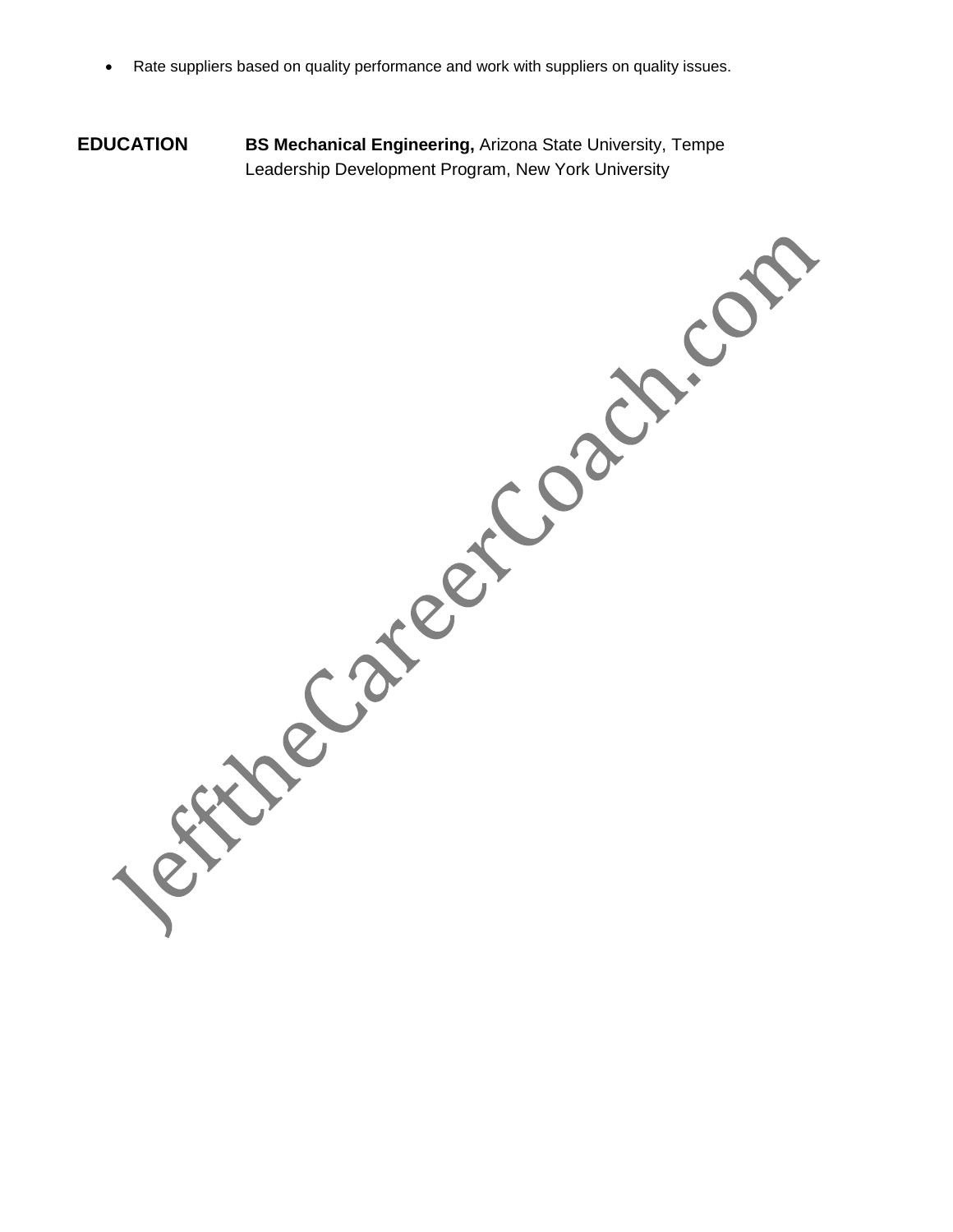- Rate suppliers based on quality performance and work with suppliers on quality issues.

## EDUCATION

**BS Mechanical Engineering,** Arizona State University, Tempe
Leadership Development Program, New York University